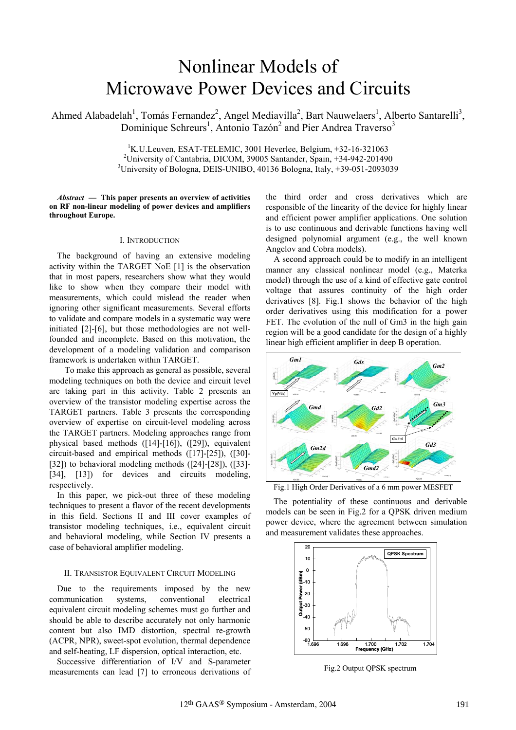# Nonlinear Models of Microwave Power Devices and Circuits

Ahmed Alabadelah[1], Tomás Fernandez[2], Angel Mediavilla[2], Bart Nauwelaers[1], Alberto Santarelli[3], Dominique Schreurs[1], Antonio Tazón[2] and Pier Andrea Traverso[3]

[1]K.U.Leuven, ESAT-TELEMIC, 3001 Heverlee, Belgium, +32-16-321063
[2]University of Cantabria, DICOM, 39005 Santander, Spain, +34-942-201490
[3]University of Bologna, DEIS-UNIBO, 40136 Bologna, Italy, +39-051-2093029

***Abstract* — This paper presents an overview of activities on RF non-linear modeling of power devices and amplifiers throughout Europe.**

## I. Introduction

The background of having an extensive modeling activity within the TARGET NoE [1] is the observation that in most papers, researchers show what they would like to show when they compare their model with measurements, which could mislead the reader when ignoring other significant measurements. Several efforts to validate and compare models in a systematic way were initiated [2]-[6], but those methodologies are not well-founded and incomplete. Based on this motivation, the development of a modeling validation and comparison framework is undertaken within TARGET.

To make this approach as general as possible, several modeling techniques on both the device and circuit level are taking part in this activity. Table 2 presents an overview of the transistor modeling expertise across the TARGET partners. Table 3 presents the corresponding overview of expertise on circuit-level modeling across the TARGET partners. Modeling approaches range from physical based methods ([14]-[16]), ([29]), equivalent circuit-based and empirical methods ([17]-[25]), ([30]-[32]) to behavioral modeling methods ([24]-[28]), ([33]-[34], [13]) for devices and circuits modeling, respectively.

In this paper, we pick-out three of these modeling techniques to present a flavor of the recent developments in this field. Sections II and III cover examples of transistor modeling techniques, i.e., equivalent circuit and behavioral modeling, while Section IV presents a case of behavioral amplifier modeling.

## II. Transistor Equivalent Circuit Modeling

Due to the requirements imposed by the new communication systems, conventional electrical equivalent circuit modeling schemes must go further and should be able to describe accurately not only harmonic content but also IMD distortion, spectral re-growth (ACPR, NPR), sweet-spot evolution, thermal dependence and self-heating, LF dispersion, optical interaction, etc.

Successive differentiation of I/V and S-parameter measurements can lead [7] to erroneous derivations of the third order and cross derivatives which are responsible of the linearity of the device for highly linear and efficient power amplifier applications. One solution is to use continuous and derivable functions having well designed polynomial argument (e.g., the well known Angelov and Cobra models).

A second approach could be to modify in an intelligent manner any classical nonlinear model (e.g., Materka model) through the use of a kind of effective gate control voltage that assures continuity of the high order derivatives [8]. Fig.1 shows the behavior of the high order derivatives using this modification for a power FET. The evolution of the null of Gm3 in the high gain region will be a good candidate for the design of a highly linear high efficient amplifier in deep B operation.

Fig.1 High Order Derivatives of a 6 mm power MESFET

The potentiality of these continuous and derivable models can be seen in Fig.2 for a QPSK driven medium power device, where the agreement between simulation and measurement validates these approaches.

Fig.2 Output QPSK spectrum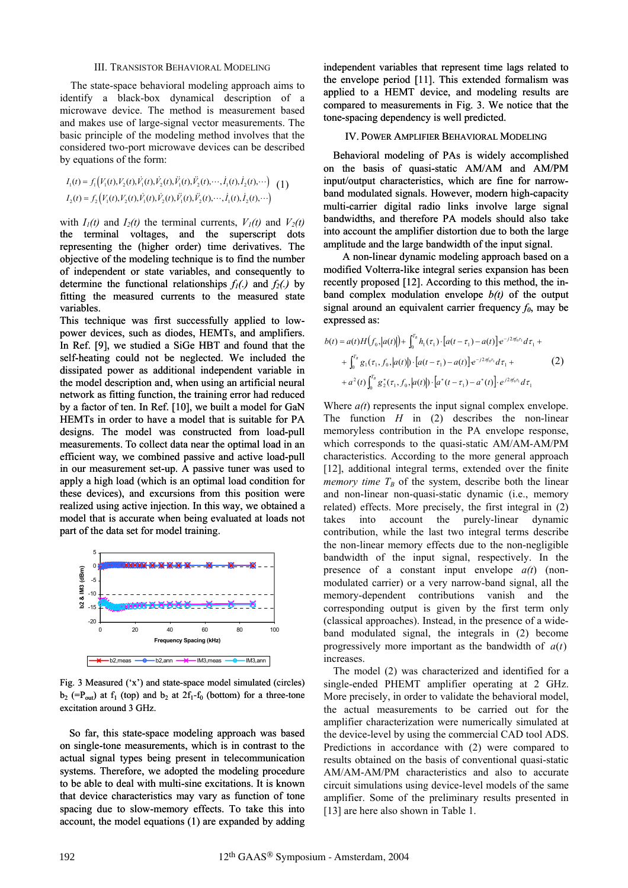## III. Transistor Behavioral Modeling

The state-space behavioral modeling approach aims to identify a black-box dynamical description of a microwave device. The method is measurement based and makes use of large-signal vector measurements. The basic principle of the modeling method involves that the considered two-port microwave devices can be described by equations of the form:

$$
\begin{aligned}
I_1(t) &= f_1\left(V_1(t), V_2(t), \dot{V}_1(t), \dot{V}_2(t), \ddot{V}_1(t), \ddot{V}_2(t), \cdots, \dot{I}_1(t), \dot{I}_2(t), \cdots\right) \\
I_2(t) &= f_2\left(V_1(t), V_2(t), \dot{V}_1(t), \dot{V}_2(t), \ddot{V}_1(t), \ddot{V}_2(t), \cdots, \dot{I}_1(t), \dot{I}_2(t), \cdots\right)
\end{aligned}
\quad (1)
$$

with $I_1(t)$ and $I_2(t)$ the terminal currents, $V_1(t)$ and $V_2(t)$ the terminal voltages, and the superscript dots representing the (higher order) time derivatives. The objective of the modeling technique is to find the number of independent or state variables, and consequently to determine the functional relationships $f_1(.)$ and $f_2(.)$ by fitting the measured currents to the measured state variables.

This technique was first successfully applied to low-power devices, such as diodes, HEMTs, and amplifiers. In Ref. [9], we studied a SiGe HBT and found that the self-heating could not be neglected. We included the dissipated power as additional independent variable in the model description and, when using an artificial neural network as fitting function, the training error had reduced by a factor of ten. In Ref. [10], we built a model for GaN HEMTs in order to have a model that is suitable for PA designs. The model was constructed from load-pull measurements. To collect data near the optimal load in an efficient way, we combined passive and active load-pull in our measurement set-up. A passive tuner was used to apply a high load (which is an optimal load condition for these devices), and excursions from this position were realized using active injection. In this way, we obtained a model that is accurate when being evaluated at loads not part of the data set for model training.

Fig. 3 Measured ('x') and state-space model simulated (circles) $b_2$ (=$P_{out}$) at $f_1$ (top) and $b_2$ at $2f_1$-$f_0$ (bottom) for a three-tone excitation around 3 GHz.

So far, this state-space modeling approach was based on single-tone measurements, which is in contrast to the actual signal types being present in telecommunication systems. Therefore, we adopted the modeling procedure to be able to deal with multi-sine excitations. It is known that device characteristics may vary as function of tone spacing due to slow-memory effects. To take this into account, the model equations (1) are expanded by adding independent variables that represent time lags related to the envelope period [11]. This extended formalism was applied to a HEMT device, and modeling results are compared to measurements in Fig. 3. We notice that the tone-spacing dependency is well predicted.

## IV. Power Amplifier Behavioral Modeling

Behavioral modeling of PAs is widely accomplished on the basis of quasi-static AM/AM and AM/PM input/output characteristics, which are fine for narrow-band modulated signals. However, modern high-capacity multi-carrier digital radio links involve large signal bandwidths, and therefore PA models should also take into account the amplifier distortion due to both the large amplitude and the large bandwidth of the input signal.

A non-linear dynamic modeling approach based on a modified Volterra-like integral series expansion has been recently proposed [12]. According to this method, the in-band complex modulation envelope $b(t)$ of the output signal around an equivalent carrier frequency $f_0$, may be expressed as:

$$
\begin{aligned}
b(t) = {} & a(t) H\left(f_0, |a(t)|\right) + \int_0^{T_B} h_1(\tau_1) \cdot [a(t-\tau_1) - a(t)] \cdot e^{-j2\pi f_0 \tau_1} d\tau_1 + \\
& + \int_0^{T_B} g_1(\tau_1, f_0, |a(t)|) \cdot [a(t-\tau_1) - a(t)] \cdot e^{-j2\pi f_0 \tau_1} d\tau_1 + \\
& + a^2(t) \int_0^{T_B} g_2^*(\tau_1, f_0, |a(t)|) \cdot [a^*(t-\tau_1) - a^*(t)] \cdot e^{j2\pi f_0 \tau_1} d\tau_1
\end{aligned}
\quad (2)
$$

Where $a(t)$ represents the input signal complex envelope. The function $H$ in (2) describes the non-linear memoryless contribution in the PA envelope response, which corresponds to the quasi-static AM/AM-AM/PM characteristics. According to the more general approach [12], additional integral terms, extended over the finite *memory time* $T_B$ of the system, describe both the linear and non-linear non-quasi-static dynamic (i.e., memory related) effects. More precisely, the first integral in (2) takes into account the purely-linear dynamic contribution, while the last two integral terms describe the non-linear memory effects due to the non-negligible bandwidth of the input signal, respectively. In the presence of a constant input envelope $a(t)$ (non-modulated carrier) or a very narrow-band signal, all the memory-dependent contributions vanish and the corresponding output is given by the first term only (classical approaches). Instead, in the presence of a wide-band modulated signal, the integrals in (2) become progressively more important as the bandwidth of $a(t)$ increases.

The model (2) was characterized and identified for a single-ended PHEMT amplifier operating at 2 GHz. More precisely, in order to validate the behavioral model, the actual measurements to be carried out for the amplifier characterization were numerically simulated at the device-level by using the commercial CAD tool ADS. Predictions in accordance with (2) were compared to results obtained on the basis of conventional quasi-static AM/AM-AM/PM characteristics and also to accurate circuit simulations using device-level models of the same amplifier. Some of the preliminary results presented in [13] are here also shown in Table 1.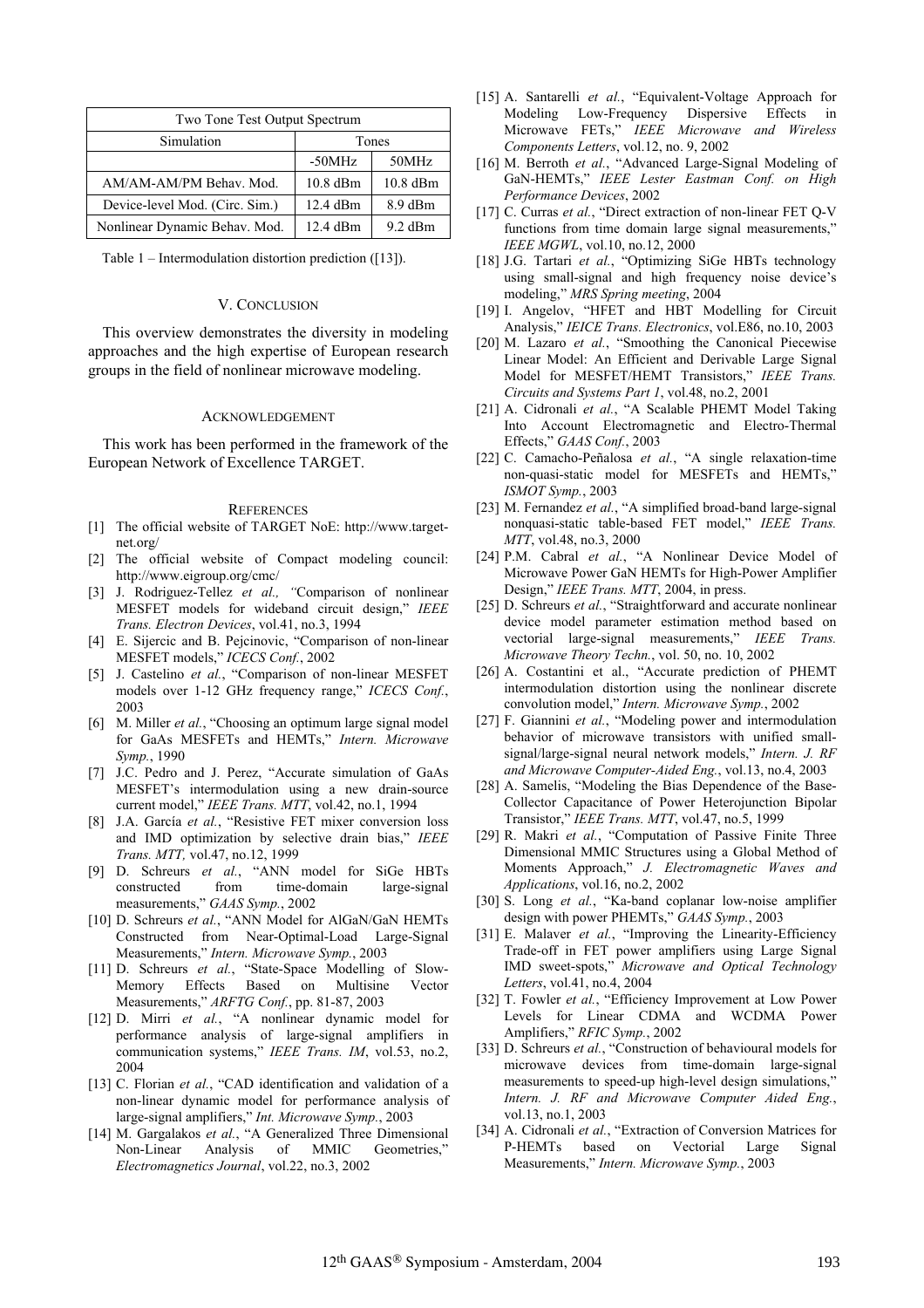| Two Tone Test Output Spectrum | | |
|---|---|---|
| Simulation | Tones | |
| | -50MHz | 50MHz |
| AM/AM-AM/PM Behav. Mod. | 10.8 dBm | 10.8 dBm |
| Device-level Mod. (Circ. Sim.) | 12.4 dBm | 8.9 dBm |
| Nonlinear Dynamic Behav. Mod. | 12.4 dBm | 9.2 dBm |

Table 1 – Intermodulation distortion prediction ([13]).

## V. Conclusion

This overview demonstrates the diversity in modeling approaches and the high expertise of European research groups in the field of nonlinear microwave modeling.

### Acknowledgement

This work has been performed in the framework of the European Network of Excellence TARGET.

### References

[1] The official website of TARGET NoE: http://www.target-net.org/

[2] The official website of Compact modeling council: http://www.eigroup.org/cmc/

[3] J. Rodriguez-Tellez *et al., "*Comparison of nonlinear MESFET models for wideband circuit design," *IEEE Trans. Electron Devices*, vol.41, no.3, 1994

[4] E. Sijercic and B. Pejcinovic, "Comparison of non-linear MESFET models," *ICECS Conf.*, 2002

[5] J. Castelino *et al.*, "Comparison of non-linear MESFET models over 1-12 GHz frequency range," *ICECS Conf.*, 2003

[6] M. Miller *et al.*, "Choosing an optimum large signal model for GaAs MESFETs and HEMTs," *Intern. Microwave Symp.*, 1990

[7] J.C. Pedro and J. Perez, "Accurate simulation of GaAs MESFET's intermodulation using a new drain-source current model," *IEEE Trans. MTT*, vol.42, no.1, 1994

[8] J.A. García *et al.*, "Resistive FET mixer conversion loss and IMD optimization by selective drain bias," *IEEE Trans. MTT,* vol.47, no.12, 1999

[9] D. Schreurs *et al.*, "ANN model for SiGe HBTs constructed from time-domain large-signal measurements," *GAAS Symp.*, 2002

[10] D. Schreurs *et al.*, "ANN Model for AlGaN/GaN HEMTs Constructed from Near-Optimal-Load Large-Signal Measurements," *Intern. Microwave Symp.*, 2003

[11] D. Schreurs *et al.*, "State-Space Modelling of Slow-Memory Effects Based on Multisine Vector Measurements," *ARFTG Conf.*, pp. 81-87, 2003

[12] D. Mirri *et al.*, "A nonlinear dynamic model for performance analysis of large-signal amplifiers in communication systems," *IEEE Trans. IM*, vol.53, no.2, 2004

[13] C. Florian *et al.*, "CAD identification and validation of a non-linear dynamic model for performance analysis of large-signal amplifiers," *Int. Microwave Symp.*, 2003

[14] M. Gargalakos *et al.*, "A Generalized Three Dimensional Non-Linear Analysis of MMIC Geometries," *Electromagnetics Journal*, vol.22, no.3, 2002

[15] A. Santarelli *et al.*, "Equivalent-Voltage Approach for Modeling Low-Frequency Dispersive Effects in Microwave FETs," *IEEE Microwave and Wireless Components Letters*, vol.12, no. 9, 2002

[16] M. Berroth *et al.*, "Advanced Large-Signal Modeling of GaN-HEMTs," *IEEE Lester Eastman Conf. on High Performance Devices*, 2002

[17] C. Curras *et al.*, "Direct extraction of non-linear FET Q-V functions from time domain large signal measurements," *IEEE MGWL*, vol.10, no.12, 2000

[18] J.G. Tartari *et al.*, "Optimizing SiGe HBTs technology using small-signal and high frequency noise device's modeling," *MRS Spring meeting*, 2004

[19] I. Angelov, "HFET and HBT Modelling for Circuit Analysis," *IEICE Trans. Electronics*, vol.E86, no.10, 2003

[20] M. Lazaro *et al.*, "Smoothing the Canonical Piecewise Linear Model: An Efficient and Derivable Large Signal Model for MESFET/HEMT Transistors," *IEEE Trans. Circuits and Systems Part 1*, vol.48, no.2, 2001

[21] A. Cidronali *et al.*, "A Scalable PHEMT Model Taking Into Account Electromagnetic and Electro-Thermal Effects," *GAAS Conf.*, 2003

[22] C. Camacho-Peñalosa *et al.*, "A single relaxation-time non-quasi-static model for MESFETs and HEMTs," *ISMOT Symp.*, 2003

[23] M. Fernandez *et al.*, "A simplified broad-band large-signal nonquasi-static table-based FET model," *IEEE Trans. MTT*, vol.48, no.3, 2000

[24] P.M. Cabral *et al.*, "A Nonlinear Device Model of Microwave Power GaN HEMTs for High-Power Amplifier Design," *IEEE Trans. MTT*, 2004, in press.

[25] D. Schreurs *et al.*, "Straightforward and accurate nonlinear device model parameter estimation method based on vectorial large-signal measurements," *IEEE Trans. Microwave Theory Techn.*, vol. 50, no. 10, 2002

[26] A. Costantini et al., "Accurate prediction of PHEMT intermodulation distortion using the nonlinear discrete convolution model," *Intern. Microwave Symp.*, 2002

[27] F. Giannini *et al.*, "Modeling power and intermodulation behavior of microwave transistors with unified small-signal/large-signal neural network models," *Intern. J. RF and Microwave Computer-Aided Eng.*, vol.13, no.4, 2003

[28] A. Samelis, "Modeling the Bias Dependence of the Base-Collector Capacitance of Power Heterojunction Bipolar Transistor," *IEEE Trans. MTT*, vol.47, no.5, 1999

[29] R. Makri *et al.*, "Computation of Passive Finite Three Dimensional MMIC Structures using a Global Method of Moments Approach," *J. Electromagnetic Waves and Applications*, vol.16, no.2, 2002

[30] S. Long *et al.*, "Ka-band coplanar low-noise amplifier design with power PHEMTs," *GAAS Symp.*, 2003

[31] E. Malaver *et al.*, "Improving the Linearity-Efficiency Trade-off in FET power amplifiers using Large Signal IMD sweet-spots," *Microwave and Optical Technology Letters*, vol.41, no.4, 2004

[32] T. Fowler *et al.*, "Efficiency Improvement at Low Power Levels for Linear CDMA and WCDMA Power Amplifiers," *RFIC Symp.*, 2002

[33] D. Schreurs *et al.*, "Construction of behavioural models for microwave devices from time-domain large-signal measurements to speed-up high-level design simulations," *Intern. J. RF and Microwave Computer Aided Eng.*, vol.13, no.1, 2003

[34] A. Cidronali *et al.*, "Extraction of Conversion Matrices for P-HEMTs based on Vectorial Large Signal Measurements," *Intern. Microwave Symp.*, 2003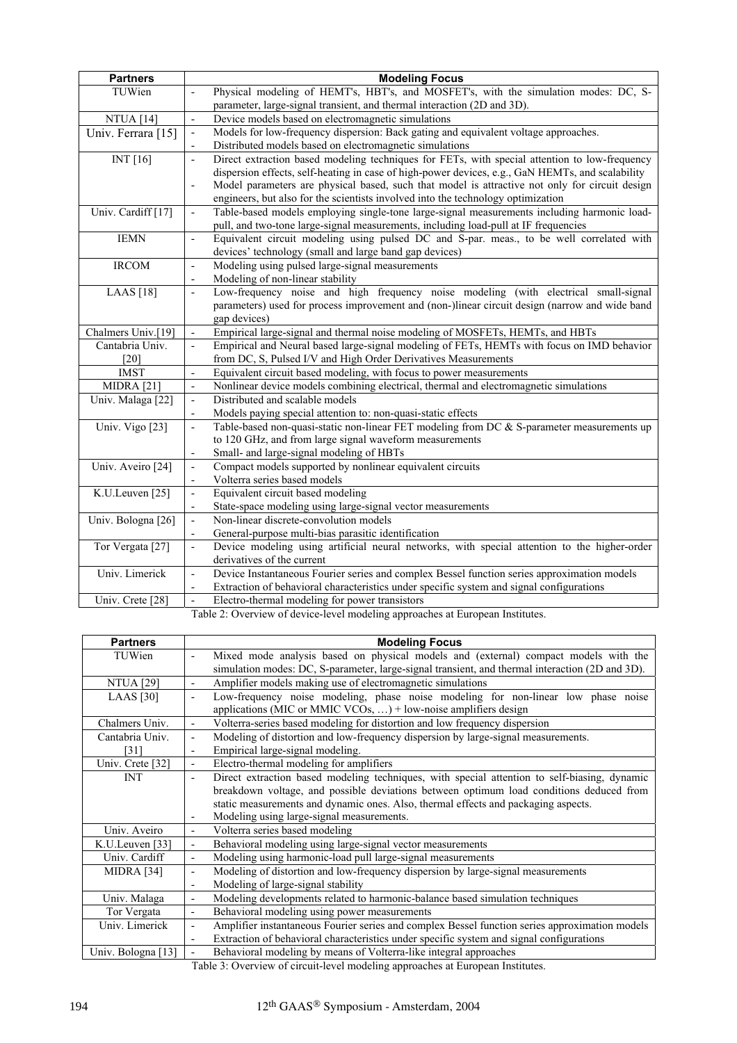| Partners | Modeling Focus |
|---|---|
| TUWien | - Physical modeling of HEMT's, HBT's, and MOSFET's, with the simulation modes: DC, S-parameter, large-signal transient, and thermal interaction (2D and 3D). |
| NTUA [14] | - Device models based on electromagnetic simulations |
| Univ. Ferrara [15] | - Models for low-frequency dispersion: Back gating and equivalent voltage approaches.<br>- Distributed models based on electromagnetic simulations |
| INT [16] | - Direct extraction based modeling techniques for FETs, with special attention to low-frequency dispersion effects, self-heating in case of high-power devices, e.g., GaN HEMTs, and scalability<br>- Model parameters are physical based, such that model is attractive not only for circuit design engineers, but also for the scientists involved into the technology optimization |
| Univ. Cardiff [17] | - Table-based models employing single-tone large-signal measurements including harmonic load-pull, and two-tone large-signal measurements, including load-pull at IF frequencies |
| IEMN | - Equivalent circuit modeling using pulsed DC and S-par. meas., to be well correlated with devices' technology (small and large band gap devices) |
| IRCOM | - Modeling using pulsed large-signal measurements<br>- Modeling of non-linear stability |
| LAAS [18] | - Low-frequency noise and high frequency noise modeling (with electrical small-signal parameters) used for process improvement and (non-)linear circuit design (narrow and wide band gap devices) |
| Chalmers Univ.[19] | - Empirical large-signal and thermal noise modeling of MOSFETs, HEMTs, and HBTs |
| Cantabria Univ. [20] | - Empirical and Neural based large-signal modeling of FETs, HEMTs with focus on IMD behavior from DC, S, Pulsed I/V and High Order Derivatives Measurements |
| IMST | - Equivalent circuit based modeling, with focus to power measurements |
| MIDRA [21] | - Nonlinear device models combining electrical, thermal and electromagnetic simulations |
| Univ. Malaga [22] | - Distributed and scalable models<br>- Models paying special attention to: non-quasi-static effects |
| Univ. Vigo [23] | - Table-based non-quasi-static non-linear FET modeling from DC & S-parameter measurements up to 120 GHz, and from large signal waveform measurements<br>- Small- and large-signal modeling of HBTs |
| Univ. Aveiro [24] | - Compact models supported by nonlinear equivalent circuits<br>- Volterra series based models |
| K.U.Leuven [25] | - Equivalent circuit based modeling<br>- State-space modeling using large-signal vector measurements |
| Univ. Bologna [26] | - Non-linear discrete-convolution models<br>- General-purpose multi-bias parasitic identification |
| Tor Vergata [27] | - Device modeling using artificial neural networks, with special attention to the higher-order derivatives of the current |
| Univ. Limerick | - Device Instantaneous Fourier series and complex Bessel function series approximation models<br>- Extraction of behavioral characteristics under specific system and signal configurations |
| Univ. Crete [28] | - Electro-thermal modeling for power transistors |

Table 2: Overview of device-level modeling approaches at European Institutes.

| Partners | Modeling Focus |
|---|---|
| TUWien | - Mixed mode analysis based on physical models and (external) compact models with the simulation modes: DC, S-parameter, large-signal transient, and thermal interaction (2D and 3D). |
| NTUA [29] | - Amplifier models making use of electromagnetic simulations |
| LAAS [30] | - Low-frequency noise modeling, phase noise modeling for non-linear low phase noise applications (MIC or MMIC VCOs, …) + low-noise amplifiers design |
| Chalmers Univ. | - Volterra-series based modeling for distortion and low frequency dispersion |
| Cantabria Univ. [31] | - Modeling of distortion and low-frequency dispersion by large-signal measurements.<br>- Empirical large-signal modeling. |
| Univ. Crete [32] | - Electro-thermal modeling for amplifiers |
| INT | - Direct extraction based modeling techniques, with special attention to self-biasing, dynamic breakdown voltage, and possible deviations between optimum load conditions deduced from static measurements and dynamic ones. Also, thermal effects and packaging aspects.<br>- Modeling using large-signal measurements. |
| Univ. Aveiro | - Volterra series based modeling |
| K.U.Leuven [33] | - Behavioral modeling using large-signal vector measurements |
| Univ. Cardiff | - Modeling using harmonic-load pull large-signal measurements |
| MIDRA [34] | - Modeling of distortion and low-frequency dispersion by large-signal measurements<br>- Modeling of large-signal stability |
| Univ. Malaga | - Modeling developments related to harmonic-balance based simulation techniques |
| Tor Vergata | - Behavioral modeling using power measurements |
| Univ. Limerick | - Amplifier instantaneous Fourier series and complex Bessel function series approximation models<br>- Extraction of behavioral characteristics under specific system and signal configurations |
| Univ. Bologna [13] | - Behavioral modeling by means of Volterra-like integral approaches |

Table 3: Overview of circuit-level modeling approaches at European Institutes.